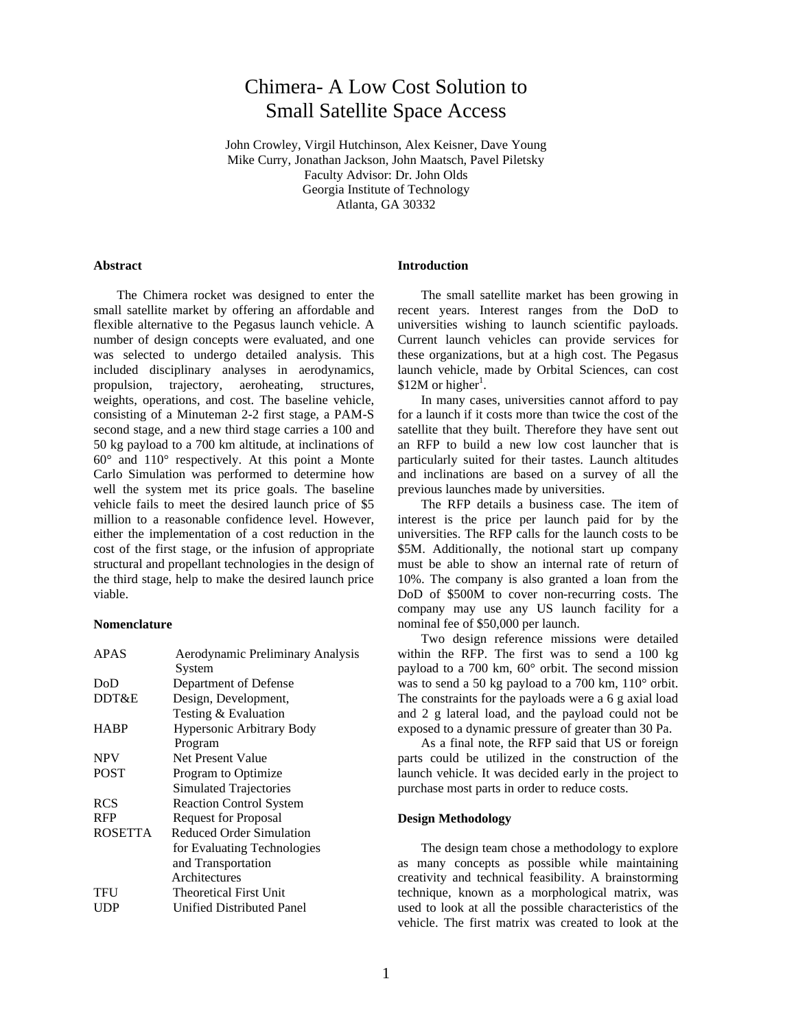# Chimera- A Low Cost Solution to Small Satellite Space Access

John Crowley, Virgil Hutchinson, Alex Keisner, Dave Young
Mike Curry, Jonathan Jackson, John Maatsch, Pavel Piletsky
Faculty Advisor: Dr. John Olds
Georgia Institute of Technology
Atlanta, GA 30332

### Abstract

The Chimera rocket was designed to enter the small satellite market by offering an affordable and flexible alternative to the Pegasus launch vehicle. A number of design concepts were evaluated, and one was selected to undergo detailed analysis. This included disciplinary analyses in aerodynamics, propulsion, trajectory, aeroheating, structures, weights, operations, and cost. The baseline vehicle, consisting of a Minuteman 2-2 first stage, a PAM-S second stage, and a new third stage carries a 100 and 50 kg payload to a 700 km altitude, at inclinations of 60° and 110° respectively. At this point a Monte Carlo Simulation was performed to determine how well the system met its price goals. The baseline vehicle fails to meet the desired launch price of $5 million to a reasonable confidence level. However, either the implementation of a cost reduction in the cost of the first stage, or the infusion of appropriate structural and propellant technologies in the design of the third stage, help to make the desired launch price viable.

### Nomenclature

| | |
|---|---|
| APAS | Aerodynamic Preliminary Analysis System |
| DoD | Department of Defense |
| DDT&E | Design, Development, Testing & Evaluation |
| HABP | Hypersonic Arbitrary Body Program |
| NPV | Net Present Value |
| POST | Program to Optimize Simulated Trajectories |
| RCS | Reaction Control System |
| RFP | Request for Proposal |
| ROSETTA | Reduced Order Simulation for Evaluating Technologies and Transportation Architectures |
| TFU | Theoretical First Unit |
| UDP | Unified Distributed Panel |

### Introduction

The small satellite market has been growing in recent years. Interest ranges from the DoD to universities wishing to launch scientific payloads. Current launch vehicles can provide services for these organizations, but at a high cost. The Pegasus launch vehicle, made by Orbital Sciences, can cost $12M or higher[1].

In many cases, universities cannot afford to pay for a launch if it costs more than twice the cost of the satellite that they built. Therefore they have sent out an RFP to build a new low cost launcher that is particularly suited for their tastes. Launch altitudes and inclinations are based on a survey of all the previous launches made by universities.

The RFP details a business case. The item of interest is the price per launch paid for by the universities. The RFP calls for the launch costs to be $5M. Additionally, the notional start up company must be able to show an internal rate of return of 10%. The company is also granted a loan from the DoD of $500M to cover non-recurring costs. The company may use any US launch facility for a nominal fee of $50,000 per launch.

Two design reference missions were detailed within the RFP. The first was to send a 100 kg payload to a 700 km, 60° orbit. The second mission was to send a 50 kg payload to a 700 km, 110° orbit. The constraints for the payloads were a 6 g axial load and 2 g lateral load, and the payload could not be exposed to a dynamic pressure of greater than 30 Pa.

As a final note, the RFP said that US or foreign parts could be utilized in the construction of the launch vehicle. It was decided early in the project to purchase most parts in order to reduce costs.

### Design Methodology

The design team chose a methodology to explore as many concepts as possible while maintaining creativity and technical feasibility. A brainstorming technique, known as a morphological matrix, was used to look at all the possible characteristics of the vehicle. The first matrix was created to look at the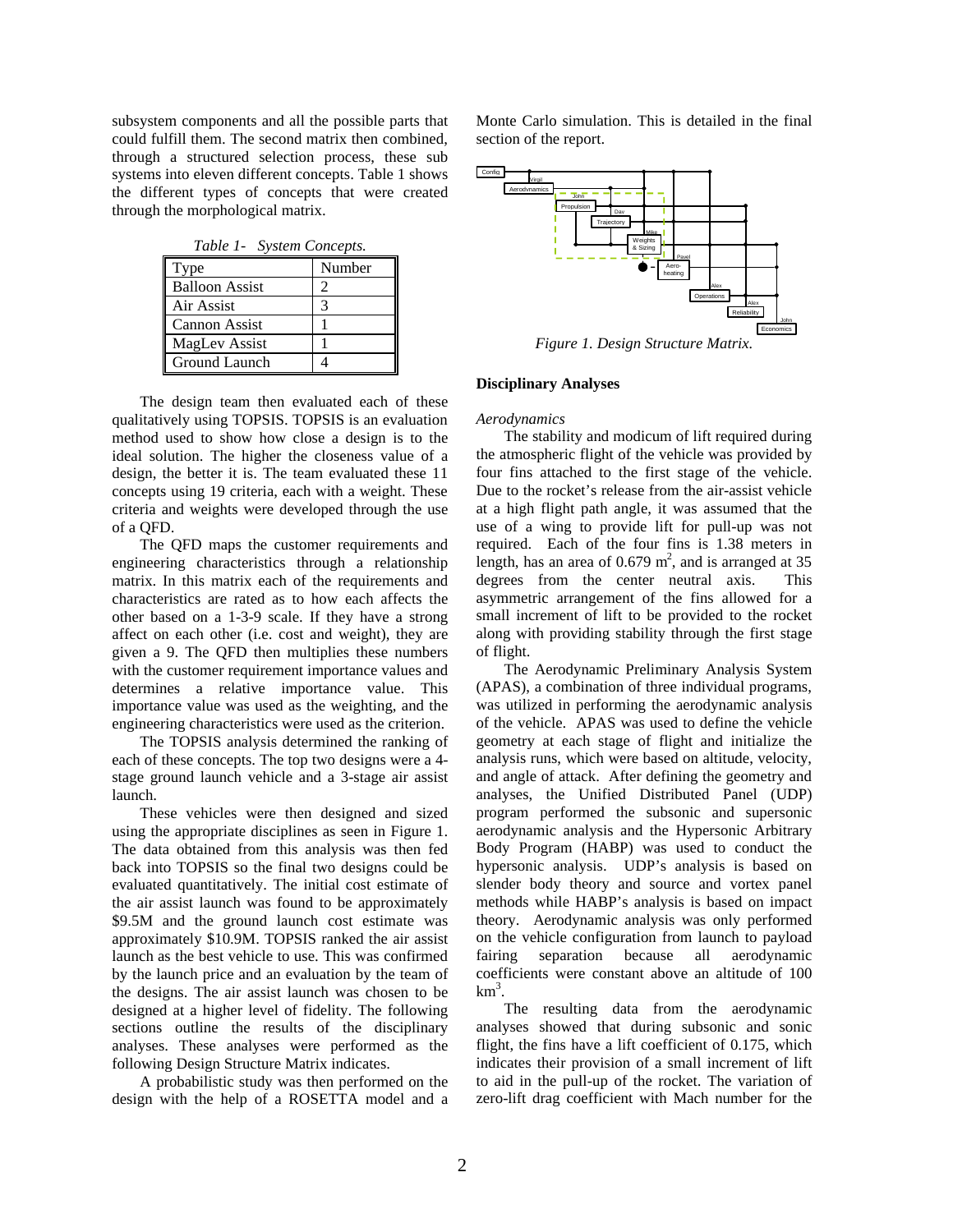subsystem components and all the possible parts that could fulfill them. The second matrix then combined, through a structured selection process, these sub systems into eleven different concepts. Table 1 shows the different types of concepts that were created through the morphological matrix.

*Table 1- System Concepts.*

| Type | Number |
|---|---|
| Balloon Assist | 2 |
| Air Assist | 3 |
| Cannon Assist | 1 |
| MagLev Assist | 1 |
| Ground Launch | 4 |

The design team then evaluated each of these qualitatively using TOPSIS. TOPSIS is an evaluation method used to show how close a design is to the ideal solution. The higher the closeness value of a design, the better it is. The team evaluated these 11 concepts using 19 criteria, each with a weight. These criteria and weights were developed through the use of a QFD.

The QFD maps the customer requirements and engineering characteristics through a relationship matrix. In this matrix each of the requirements and characteristics are rated as to how each affects the other based on a 1-3-9 scale. If they have a strong affect on each other (i.e. cost and weight), they are given a 9. The QFD then multiplies these numbers with the customer requirement importance values and determines a relative importance value. This importance value was used as the weighting, and the engineering characteristics were used as the criterion.

The TOPSIS analysis determined the ranking of each of these concepts. The top two designs were a 4-stage ground launch vehicle and a 3-stage air assist launch.

These vehicles were then designed and sized using the appropriate disciplines as seen in Figure 1. The data obtained from this analysis was then fed back into TOPSIS so the final two designs could be evaluated quantitatively. The initial cost estimate of the air assist launch was found to be approximately \$9.5M and the ground launch cost estimate was approximately \$10.9M. TOPSIS ranked the air assist launch as the best vehicle to use. This was confirmed by the launch price and an evaluation by the team of the designs. The air assist launch was chosen to be designed at a higher level of fidelity. The following sections outline the results of the disciplinary analyses. These analyses were performed as the following Design Structure Matrix indicates.

A probabilistic study was then performed on the design with the help of a ROSETTA model and a Monte Carlo simulation. This is detailed in the final section of the report.

*Figure 1. Design Structure Matrix.*

**Disciplinary Analyses**

*Aerodynamics*

The stability and modicum of lift required during the atmospheric flight of the vehicle was provided by four fins attached to the first stage of the vehicle. Due to the rocket's release from the air-assist vehicle at a high flight path angle, it was assumed that the use of a wing to provide lift for pull-up was not required. Each of the four fins is 1.38 meters in length, has an area of 0.679 $m^2$, and is arranged at 35 degrees from the center neutral axis. This asymmetric arrangement of the fins allowed for a small increment of lift to be provided to the rocket along with providing stability through the first stage of flight.

The Aerodynamic Preliminary Analysis System (APAS), a combination of three individual programs, was utilized in performing the aerodynamic analysis of the vehicle. APAS was used to define the vehicle geometry at each stage of flight and initialize the analysis runs, which were based on altitude, velocity, and angle of attack. After defining the geometry and analyses, the Unified Distributed Panel (UDP) program performed the subsonic and supersonic aerodynamic analysis and the Hypersonic Arbitrary Body Program (HABP) was used to conduct the hypersonic analysis. UDP's analysis is based on slender body theory and source and vortex panel methods while HABP's analysis is based on impact theory. Aerodynamic analysis was only performed on the vehicle configuration from launch to payload fairing separation because all aerodynamic coefficients were constant above an altitude of 100 km[3].

The resulting data from the aerodynamic analyses showed that during subsonic and sonic flight, the fins have a lift coefficient of 0.175, which indicates their provision of a small increment of lift to aid in the pull-up of the rocket. The variation of zero-lift drag coefficient with Mach number for the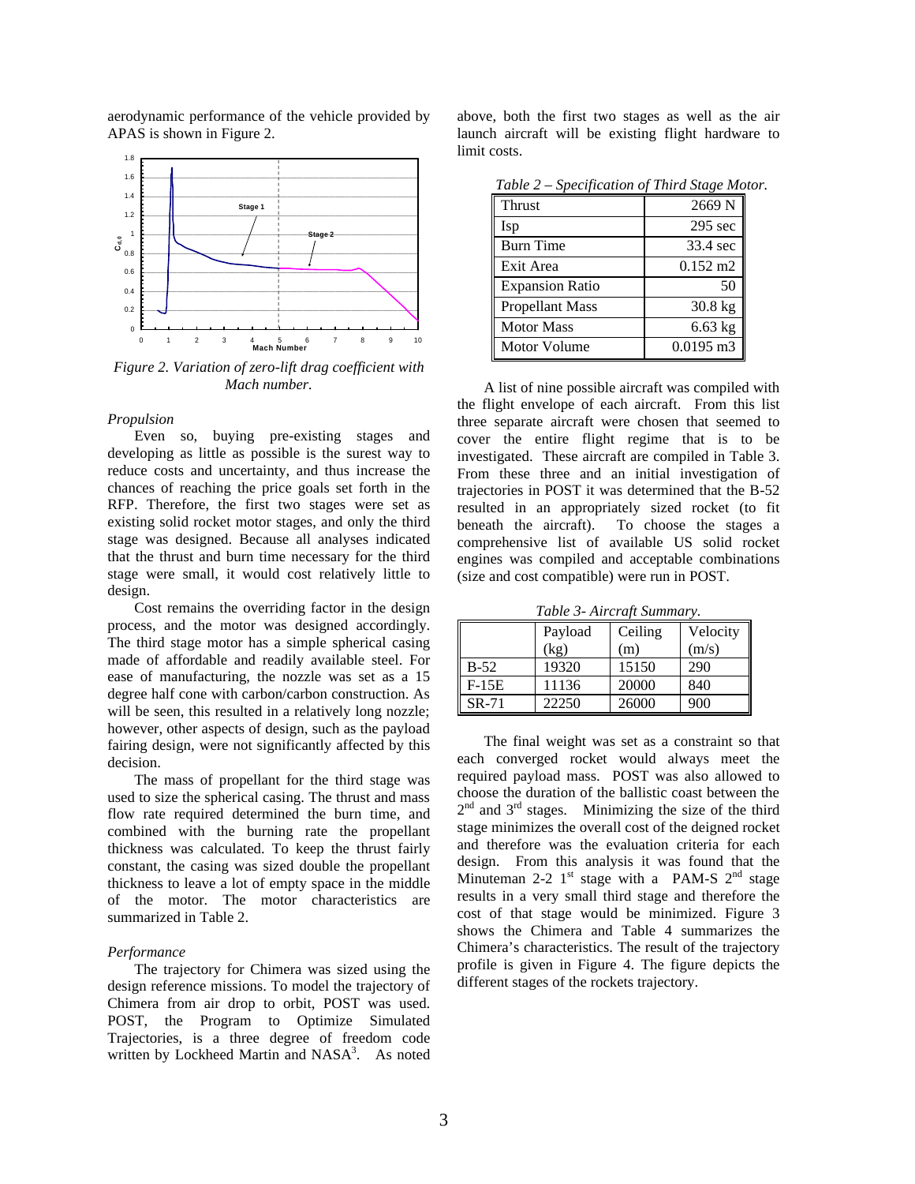aerodynamic performance of the vehicle provided by APAS is shown in Figure 2.

*Figure 2. Variation of zero-lift drag coefficient with Mach number.*

*Propulsion*

Even so, buying pre-existing stages and developing as little as possible is the surest way to reduce costs and uncertainty, and thus increase the chances of reaching the price goals set forth in the RFP. Therefore, the first two stages were set as existing solid rocket motor stages, and only the third stage was designed. Because all analyses indicated that the thrust and burn time necessary for the third stage were small, it would cost relatively little to design.

Cost remains the overriding factor in the design process, and the motor was designed accordingly. The third stage motor has a simple spherical casing made of affordable and readily available steel. For ease of manufacturing, the nozzle was set as a 15 degree half cone with carbon/carbon construction. As will be seen, this resulted in a relatively long nozzle; however, other aspects of design, such as the payload fairing design, were not significantly affected by this decision.

The mass of propellant for the third stage was used to size the spherical casing. The thrust and mass flow rate required determined the burn time, and combined with the burning rate the propellant thickness was calculated. To keep the thrust fairly constant, the casing was sized double the propellant thickness to leave a lot of empty space in the middle of the motor. The motor characteristics are summarized in Table 2.

*Performance*

The trajectory for Chimera was sized using the design reference missions. To model the trajectory of Chimera from air drop to orbit, POST was used. POST, the Program to Optimize Simulated Trajectories, is a three degree of freedom code written by Lockheed Martin and NASA[3]. As noted above, both the first two stages as well as the air launch aircraft will be existing flight hardware to limit costs.

*Table 2 – Specification of Third Stage Motor.*

| | |
|---|---|
| Thrust | 2669 N |
| Isp | 295 sec |
| Burn Time | 33.4 sec |
| Exit Area | 0.152 m2 |
| Expansion Ratio | 50 |
| Propellant Mass | 30.8 kg |
| Motor Mass | 6.63 kg |
| Motor Volume | 0.0195 m3 |

A list of nine possible aircraft was compiled with the flight envelope of each aircraft. From this list three separate aircraft were chosen that seemed to cover the entire flight regime that is to be investigated. These aircraft are compiled in Table 3. From these three and an initial investigation of trajectories in POST it was determined that the B-52 resulted in an appropriately sized rocket (to fit beneath the aircraft). To choose the stages a comprehensive list of available US solid rocket engines was compiled and acceptable combinations (size and cost compatible) were run in POST.

*Table 3- Aircraft Summary.*

| | Payload (kg) | Ceiling (m) | Velocity (m/s) |
|---|---|---|---|
| B-52 | 19320 | 15150 | 290 |
| F-15E | 11136 | 20000 | 840 |
| SR-71 | 22250 | 26000 | 900 |

The final weight was set as a constraint so that each converged rocket would always meet the required payload mass. POST was also allowed to choose the duration of the ballistic coast between the 2nd and 3rd stages. Minimizing the size of the third stage minimizes the overall cost of the deigned rocket and therefore was the evaluation criteria for each design. From this analysis it was found that the Minuteman 2-2 1st stage with a PAM-S 2nd stage results in a very small third stage and therefore the cost of that stage would be minimized. Figure 3 shows the Chimera and Table 4 summarizes the Chimera's characteristics. The result of the trajectory profile is given in Figure 4. The figure depicts the different stages of the rockets trajectory.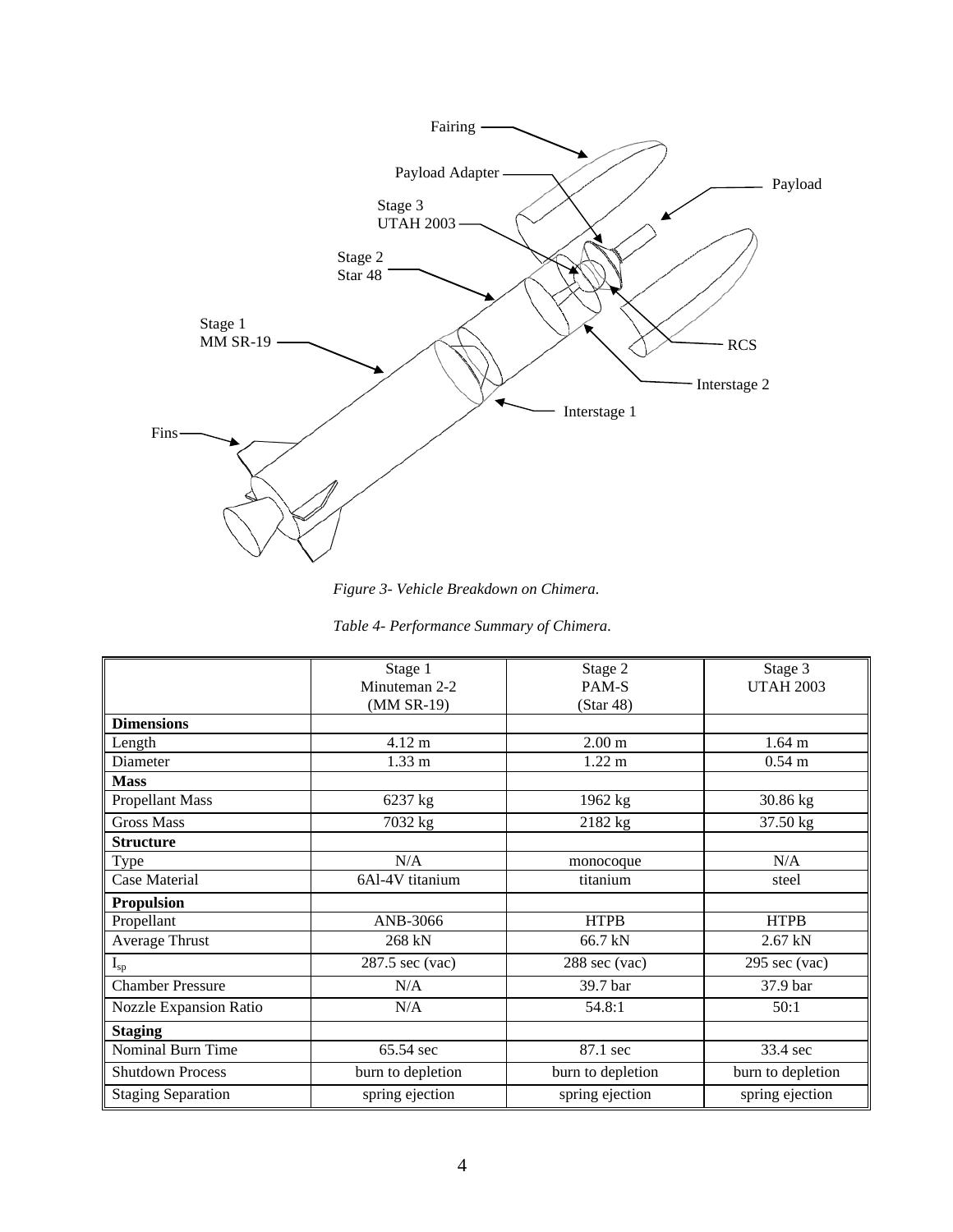*Figure 3- Vehicle Breakdown on Chimera.*

*Table 4- Performance Summary of Chimera.*

| | Stage 1 Minuteman 2-2 (MM SR-19) | Stage 2 PAM-S (Star 48) | Stage 3 UTAH 2003 |
|---|---|---|---|
| **Dimensions** | | | |
| Length | 4.12 m | 2.00 m | 1.64 m |
| Diameter | 1.33 m | 1.22 m | 0.54 m |
| **Mass** | | | |
| Propellant Mass | 6237 kg | 1962 kg | 30.86 kg |
| Gross Mass | 7032 kg | 2182 kg | 37.50 kg |
| **Structure** | | | |
| Type | N/A | monocoque | N/A |
| Case Material | 6Al-4V titanium | titanium | steel |
| **Propulsion** | | | |
| Propellant | ANB-3066 | HTPB | HTPB |
| Average Thrust | 268 kN | 66.7 kN | 2.67 kN |
| $I_{sp}$ | 287.5 sec (vac) | 288 sec (vac) | 295 sec (vac) |
| Chamber Pressure | N/A | 39.7 bar | 37.9 bar |
| Nozzle Expansion Ratio | N/A | 54.8:1 | 50:1 |
| **Staging** | | | |
| Nominal Burn Time | 65.54 sec | 87.1 sec | 33.4 sec |
| Shutdown Process | burn to depletion | burn to depletion | burn to depletion |
| Staging Separation | spring ejection | spring ejection | spring ejection |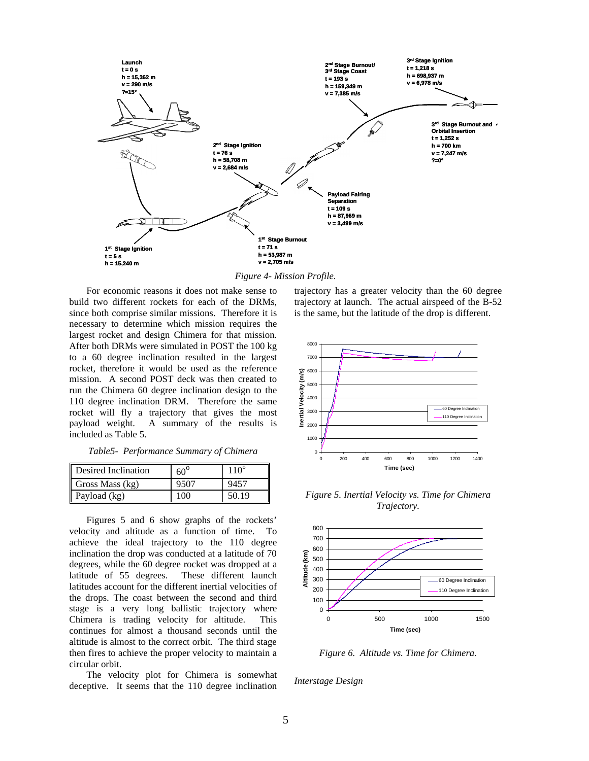Figure 4- Mission Profile.

For economic reasons it does not make sense to build two different rockets for each of the DRMs, since both comprise similar missions. Therefore it is necessary to determine which mission requires the largest rocket and design Chimera for that mission. After both DRMs were simulated in POST the 100 kg to a 60 degree inclination resulted in the largest rocket, therefore it would be used as the reference mission. A second POST deck was then created to run the Chimera 60 degree inclination design to the 110 degree inclination DRM. Therefore the same rocket will fly a trajectory that gives the most payload weight. A summary of the results is included as Table 5.

*Table5- Performance Summary of Chimera*

| Desired Inclination | $60^o$ | $110^o$ |
|---|---|---|
| Gross Mass (kg) | 9507 | 9457 |
| Payload (kg) | 100 | 50.19 |

Figures 5 and 6 show graphs of the rockets' velocity and altitude as a function of time. To achieve the ideal trajectory to the 110 degree inclination the drop was conducted at a latitude of 70 degrees, while the 60 degree rocket was dropped at a latitude of 55 degrees. These different launch latitudes account for the different inertial velocities of the drops. The coast between the second and third stage is a very long ballistic trajectory where Chimera is trading velocity for altitude. This continues for almost a thousand seconds until the altitude is almost to the correct orbit. The third stage then fires to achieve the proper velocity to maintain a circular orbit.

The velocity plot for Chimera is somewhat deceptive. It seems that the 110 degree inclination trajectory has a greater velocity than the 60 degree trajectory at launch. The actual airspeed of the B-52 is the same, but the latitude of the drop is different.

*Figure 5. Inertial Velocity vs. Time for Chimera Trajectory.*

*Figure 6. Altitude vs. Time for Chimera.*

*Interstage Design*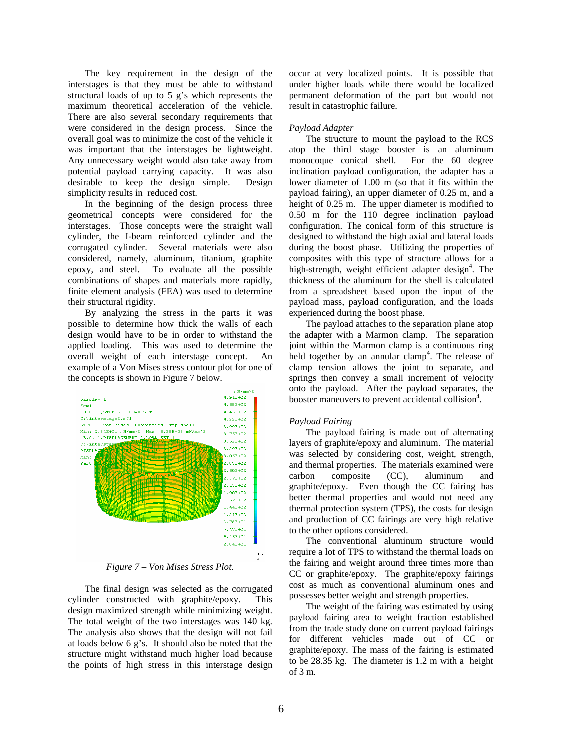The key requirement in the design of the interstages is that they must be able to withstand structural loads of up to 5 g's which represents the maximum theoretical acceleration of the vehicle. There are also several secondary requirements that were considered in the design process. Since the overall goal was to minimize the cost of the vehicle it was important that the interstages be lightweight. Any unnecessary weight would also take away from potential payload carrying capacity. It was also desirable to keep the design simple. Design simplicity results in reduced cost.

In the beginning of the design process three geometrical concepts were considered for the interstages. Those concepts were the straight wall cylinder, the I-beam reinforced cylinder and the corrugated cylinder. Several materials were also considered, namely, aluminum, titanium, graphite epoxy, and steel. To evaluate all the possible combinations of shapes and materials more rapidly, finite element analysis (FEA) was used to determine their structural rigidity.

By analyzing the stress in the parts it was possible to determine how thick the walls of each design would have to be in order to withstand the applied loading. This was used to determine the overall weight of each interstage concept. An example of a Von Mises stress contour plot for one of the concepts is shown in Figure 7 below.

*Figure 7 – Von Mises Stress Plot.*

The final design was selected as the corrugated cylinder constructed with graphite/epoxy. This design maximized strength while minimizing weight. The total weight of the two interstages was 140 kg. The analysis also shows that the design will not fail at loads below 6 g's. It should also be noted that the structure might withstand much higher load because the points of high stress in this interstage design occur at very localized points. It is possible that under higher loads while there would be localized permanent deformation of the part but would not result in catastrophic failure.

### *Payload Adapter*

The structure to mount the payload to the RCS atop the third stage booster is an aluminum monocoque conical shell. For the 60 degree inclination payload configuration, the adapter has a lower diameter of 1.00 m (so that it fits within the payload fairing), an upper diameter of 0.25 m, and a height of 0.25 m. The upper diameter is modified to 0.50 m for the 110 degree inclination payload configuration. The conical form of this structure is designed to withstand the high axial and lateral loads during the boost phase. Utilizing the properties of composites with this type of structure allows for a high-strength, weight efficient adapter design[4]. The thickness of the aluminum for the shell is calculated from a spreadsheet based upon the input of the payload mass, payload configuration, and the loads experienced during the boost phase.

The payload attaches to the separation plane atop the adapter with a Marmon clamp. The separation joint within the Marmon clamp is a continuous ring held together by an annular clamp[4]. The release of clamp tension allows the joint to separate, and springs then convey a small increment of velocity onto the payload. After the payload separates, the booster maneuvers to prevent accidental collision[4].

### *Payload Fairing*

The payload fairing is made out of alternating layers of graphite/epoxy and aluminum. The material was selected by considering cost, weight, strength, and thermal properties. The materials examined were carbon composite (CC), aluminum and graphite/epoxy. Even though the CC fairing has better thermal properties and would not need any thermal protection system (TPS), the costs for design and production of CC fairings are very high relative to the other options considered.

The conventional aluminum structure would require a lot of TPS to withstand the thermal loads on the fairing and weight around three times more than CC or graphite/epoxy. The graphite/epoxy fairings cost as much as conventional aluminum ones and possesses better weight and strength properties.

The weight of the fairing was estimated by using payload fairing area to weight fraction established from the trade study done on current payload fairings for different vehicles made out of CC or graphite/epoxy. The mass of the fairing is estimated to be 28.35 kg. The diameter is 1.2 m with a height of 3 m.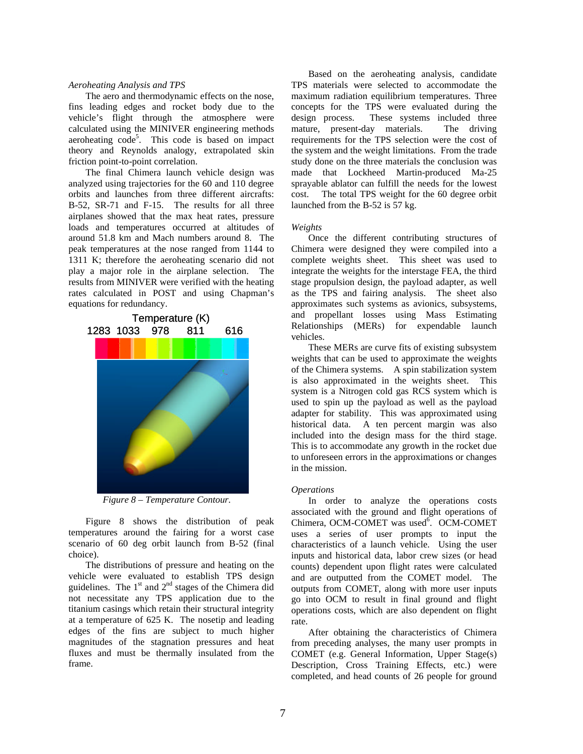*Aeroheating Analysis and TPS*

The aero and thermodynamic effects on the nose, fins leading edges and rocket body due to the vehicle's flight through the atmosphere were calculated using the MINIVER engineering methods aeroheating code[5]. This code is based on impact theory and Reynolds analogy, extrapolated skin friction point-to-point correlation.

The final Chimera launch vehicle design was analyzed using trajectories for the 60 and 110 degree orbits and launches from three different aircrafts: B-52, SR-71 and F-15. The results for all three airplanes showed that the max heat rates, pressure loads and temperatures occurred at altitudes of around 51.8 km and Mach numbers around 8. The peak temperatures at the nose ranged from 1144 to 1311 K; therefore the aeroheating scenario did not play a major role in the airplane selection. The results from MINIVER were verified with the heating rates calculated in POST and using Chapman's equations for redundancy.

*Figure 8 – Temperature Contour.*

Figure 8 shows the distribution of peak temperatures around the fairing for a worst case scenario of 60 deg orbit launch from B-52 (final choice).

The distributions of pressure and heating on the vehicle were evaluated to establish TPS design guidelines. The 1st and 2nd stages of the Chimera did not necessitate any TPS application due to the titanium casings which retain their structural integrity at a temperature of 625 K. The nosetip and leading edges of the fins are subject to much higher magnitudes of the stagnation pressures and heat fluxes and must be thermally insulated from the frame.

Based on the aeroheating analysis, candidate TPS materials were selected to accommodate the maximum radiation equilibrium temperatures. Three concepts for the TPS were evaluated during the design process. These systems included three mature, present-day materials. The driving requirements for the TPS selection were the cost of the system and the weight limitations. From the trade study done on the three materials the conclusion was made that Lockheed Martin-produced Ma-25 sprayable ablator can fulfill the needs for the lowest cost. The total TPS weight for the 60 degree orbit launched from the B-52 is 57 kg.

*Weights*

Once the different contributing structures of Chimera were designed they were compiled into a complete weights sheet. This sheet was used to integrate the weights for the interstage FEA, the third stage propulsion design, the payload adapter, as well as the TPS and fairing analysis. The sheet also approximates such systems as avionics, subsystems, and propellant losses using Mass Estimating Relationships (MERs) for expendable launch vehicles.

These MERs are curve fits of existing subsystem weights that can be used to approximate the weights of the Chimera systems. A spin stabilization system is also approximated in the weights sheet. This system is a Nitrogen cold gas RCS system which is used to spin up the payload as well as the payload adapter for stability. This was approximated using historical data. A ten percent margin was also included into the design mass for the third stage. This is to accommodate any growth in the rocket due to unforeseen errors in the approximations or changes in the mission.

*Operations*

In order to analyze the operations costs associated with the ground and flight operations of Chimera, OCM-COMET was used[6]. OCM-COMET uses a series of user prompts to input the characteristics of a launch vehicle. Using the user inputs and historical data, labor crew sizes (or head counts) dependent upon flight rates were calculated and are outputted from the COMET model. The outputs from COMET, along with more user inputs go into OCM to result in final ground and flight operations costs, which are also dependent on flight rate.

After obtaining the characteristics of Chimera from preceding analyses, the many user prompts in COMET (e.g. General Information, Upper Stage(s) Description, Cross Training Effects, etc.) were completed, and head counts of 26 people for ground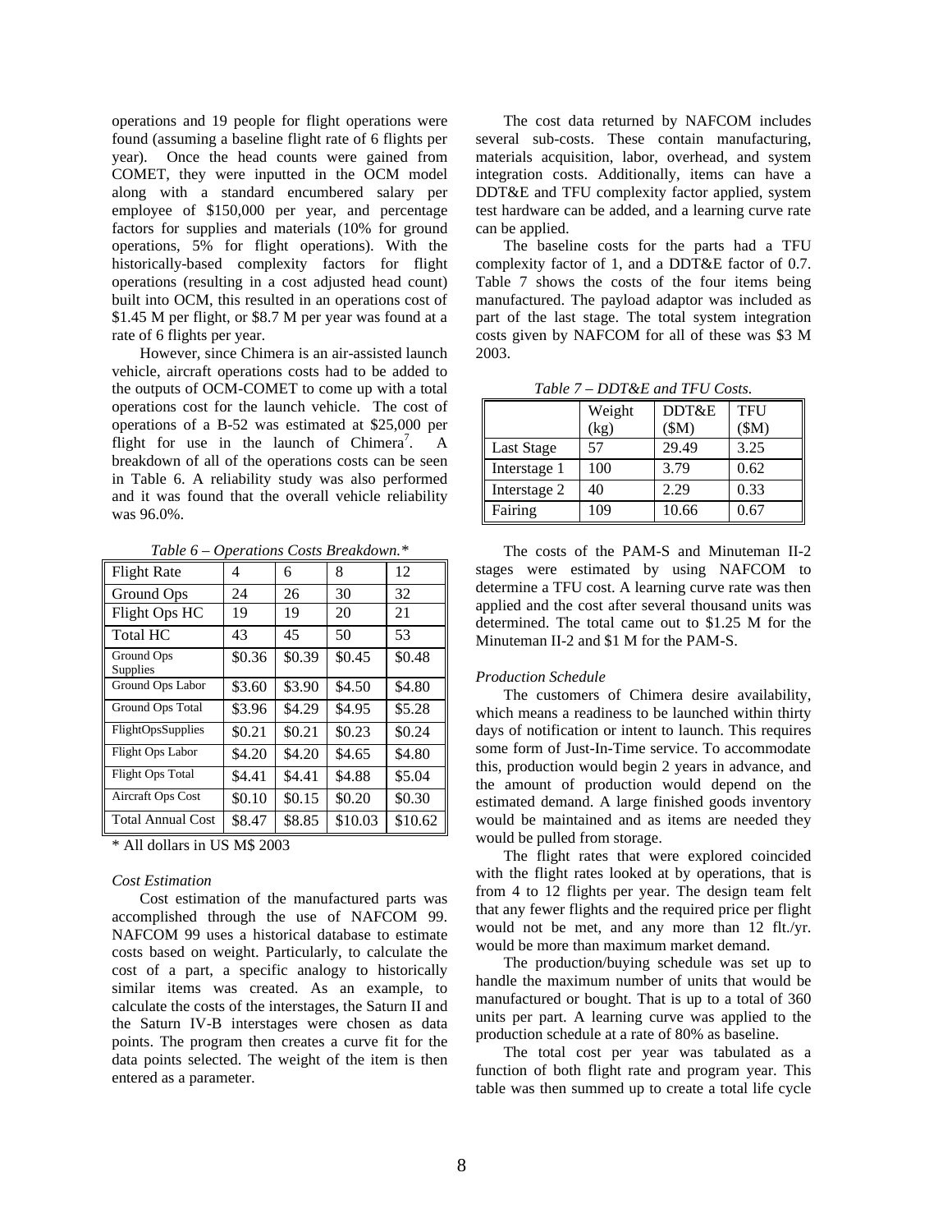operations and 19 people for flight operations were found (assuming a baseline flight rate of 6 flights per year). Once the head counts were gained from COMET, they were inputted in the OCM model along with a standard encumbered salary per employee of $150,000 per year, and percentage factors for supplies and materials (10% for ground operations, 5% for flight operations). With the historically-based complexity factors for flight operations (resulting in a cost adjusted head count) built into OCM, this resulted in an operations cost of $1.45 M per flight, or $8.7 M per year was found at a rate of 6 flights per year.

However, since Chimera is an air-assisted launch vehicle, aircraft operations costs had to be added to the outputs of OCM-COMET to come up with a total operations cost for the launch vehicle. The cost of operations of a B-52 was estimated at $25,000 per flight for use in the launch of Chimera[7]. A breakdown of all of the operations costs can be seen in Table 6. A reliability study was also performed and it was found that the overall vehicle reliability was 96.0%.

*Table 6 – Operations Costs Breakdown.**

| Flight Rate | 4 | 6 | 8 | 12 |
|---|---|---|---|---|
| Ground Ops | 24 | 26 | 30 | 32 |
| Flight Ops HC | 19 | 19 | 20 | 21 |
| Total HC | 43 | 45 | 50 | 53 |
| Ground Ops Supplies | $0.36 | $0.39 | $0.45 | $0.48 |
| Ground Ops Labor | $3.60 | $3.90 | $4.50 | $4.80 |
| Ground Ops Total | $3.96 | $4.29 | $4.95 | $5.28 |
| FlightOpsSupplies | $0.21 | $0.21 | $0.23 | $0.24 |
| Flight Ops Labor | $4.20 | $4.20 | $4.65 | $4.80 |
| Flight Ops Total | $4.41 | $4.41 | $4.88 | $5.04 |
| Aircraft Ops Cost | $0.10 | $0.15 | $0.20 | $0.30 |
| Total Annual Cost | $8.47 | $8.85 | $10.03 | $10.62 |

\* All dollars in US M$ 2003

### *Cost Estimation*

Cost estimation of the manufactured parts was accomplished through the use of NAFCOM 99. NAFCOM 99 uses a historical database to estimate costs based on weight. Particularly, to calculate the cost of a part, a specific analogy to historically similar items was created. As an example, to calculate the costs of the interstages, the Saturn II and the Saturn IV-B interstages were chosen as data points. The program then creates a curve fit for the data points selected. The weight of the item is then entered as a parameter.

The cost data returned by NAFCOM includes several sub-costs. These contain manufacturing, materials acquisition, labor, overhead, and system integration costs. Additionally, items can have a DDT&E and TFU complexity factor applied, system test hardware can be added, and a learning curve rate can be applied.

The baseline costs for the parts had a TFU complexity factor of 1, and a DDT&E factor of 0.7. Table 7 shows the costs of the four items being manufactured. The payload adaptor was included as part of the last stage. The total system integration costs given by NAFCOM for all of these was $3 M 2003.

*Table 7 – DDT&E and TFU Costs.*

| | Weight (kg) | DDT&E ($M) | TFU ($M) |
|---|---|---|---|
| Last Stage | 57 | 29.49 | 3.25 |
| Interstage 1 | 100 | 3.79 | 0.62 |
| Interstage 2 | 40 | 2.29 | 0.33 |
| Fairing | 109 | 10.66 | 0.67 |

The costs of the PAM-S and Minuteman II-2 stages were estimated by using NAFCOM to determine a TFU cost. A learning curve rate was then applied and the cost after several thousand units was determined. The total came out to $1.25 M for the Minuteman II-2 and $1 M for the PAM-S.

### *Production Schedule*

The customers of Chimera desire availability, which means a readiness to be launched within thirty days of notification or intent to launch. This requires some form of Just-In-Time service. To accommodate this, production would begin 2 years in advance, and the amount of production would depend on the estimated demand. A large finished goods inventory would be maintained and as items are needed they would be pulled from storage.

The flight rates that were explored coincided with the flight rates looked at by operations, that is from 4 to 12 flights per year. The design team felt that any fewer flights and the required price per flight would not be met, and any more than 12 flt./yr. would be more than maximum market demand.

The production/buying schedule was set up to handle the maximum number of units that would be manufactured or bought. That is up to a total of 360 units per part. A learning curve was applied to the production schedule at a rate of 80% as baseline.

The total cost per year was tabulated as a function of both flight rate and program year. This table was then summed up to create a total life cycle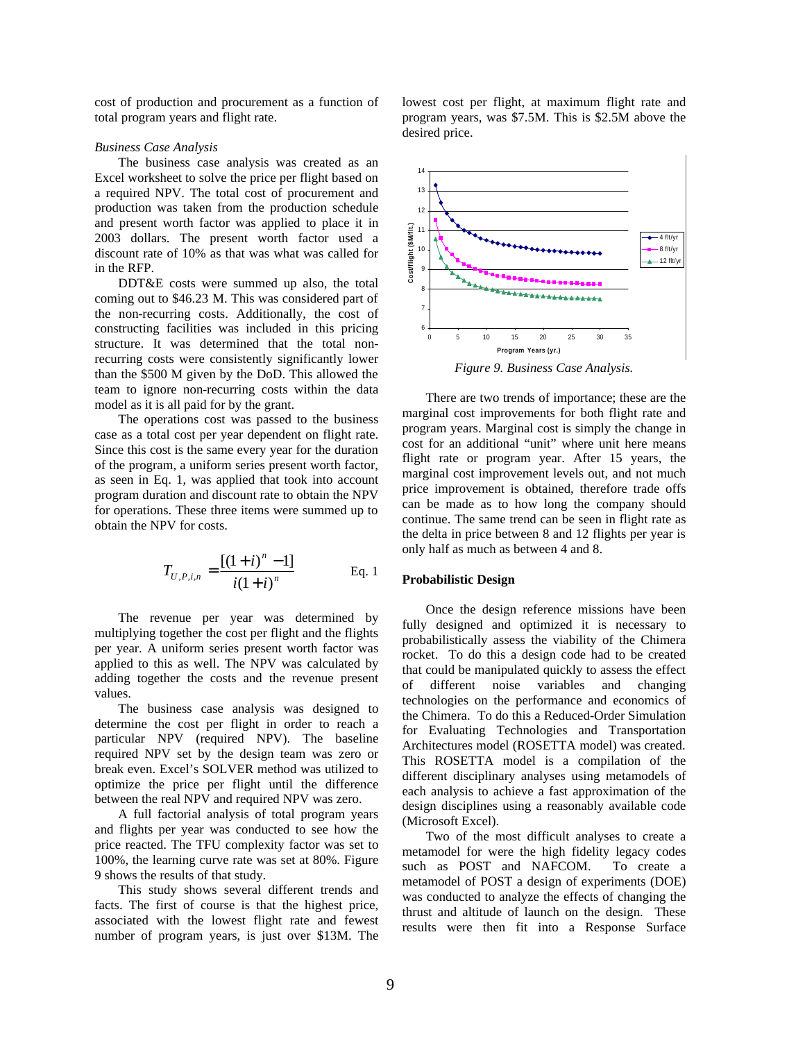cost of production and procurement as a function of total program years and flight rate.

*Business Case Analysis*

The business case analysis was created as an Excel worksheet to solve the price per flight based on a required NPV. The total cost of procurement and production was taken from the production schedule and present worth factor was applied to place it in 2003 dollars. The present worth factor used a discount rate of 10% as that was what was called for in the RFP.

DDT&E costs were summed up also, the total coming out to $46.23 M. This was considered part of the non-recurring costs. Additionally, the cost of constructing facilities was included in this pricing structure. It was determined that the total non-recurring costs were consistently significantly lower than the $500 M given by the DoD. This allowed the team to ignore non-recurring costs within the data model as it is all paid for by the grant.

The operations cost was passed to the business case as a total cost per year dependent on flight rate. Since this cost is the same every year for the duration of the program, a uniform series present worth factor, as seen in Eq. 1, was applied that took into account program duration and discount rate to obtain the NPV for operations. These three items were summed up to obtain the NPV for costs.

$$T_{U,P,i,n} = \frac{[(1+i)^n - 1]}{i(1+i)^n} \qquad \text{Eq. 1}$$

The revenue per year was determined by multiplying together the cost per flight and the flights per year. A uniform series present worth factor was applied to this as well. The NPV was calculated by adding together the costs and the revenue present values.

The business case analysis was designed to determine the cost per flight in order to reach a particular NPV (required NPV). The baseline required NPV set by the design team was zero or break even. Excel's SOLVER method was utilized to optimize the price per flight until the difference between the real NPV and required NPV was zero.

A full factorial analysis of total program years and flights per year was conducted to see how the price reacted. The TFU complexity factor was set to 100%, the learning curve rate was set at 80%. Figure 9 shows the results of that study.

This study shows several different trends and facts. The first of course is that the highest price, associated with the lowest flight rate and fewest number of program years, is just over $13M. The lowest cost per flight, at maximum flight rate and program years, was $7.5M. This is $2.5M above the desired price.

*Figure 9. Business Case Analysis.*

There are two trends of importance; these are the marginal cost improvements for both flight rate and program years. Marginal cost is simply the change in cost for an additional "unit" where unit here means flight rate or program year. After 15 years, the marginal cost improvement levels out, and not much price improvement is obtained, therefore trade offs can be made as to how long the company should continue. The same trend can be seen in flight rate as the delta in price between 8 and 12 flights per year is only half as much as between 4 and 8.

## Probabilistic Design

Once the design reference missions have been fully designed and optimized it is necessary to probabilistically assess the viability of the Chimera rocket. To do this a design code had to be created that could be manipulated quickly to assess the effect of different noise variables and changing technologies on the performance and economics of the Chimera. To do this a Reduced-Order Simulation for Evaluating Technologies and Transportation Architectures model (ROSETTA model) was created. This ROSETTA model is a compilation of the different disciplinary analyses using metamodels of each analysis to achieve a fast approximation of the design disciplines using a reasonably available code (Microsoft Excel).

Two of the most difficult analyses to create a metamodel for were the high fidelity legacy codes such as POST and NAFCOM. To create a metamodel of POST a design of experiments (DOE) was conducted to analyze the effects of changing the thrust and altitude of launch on the design. These results were then fit into a Response Surface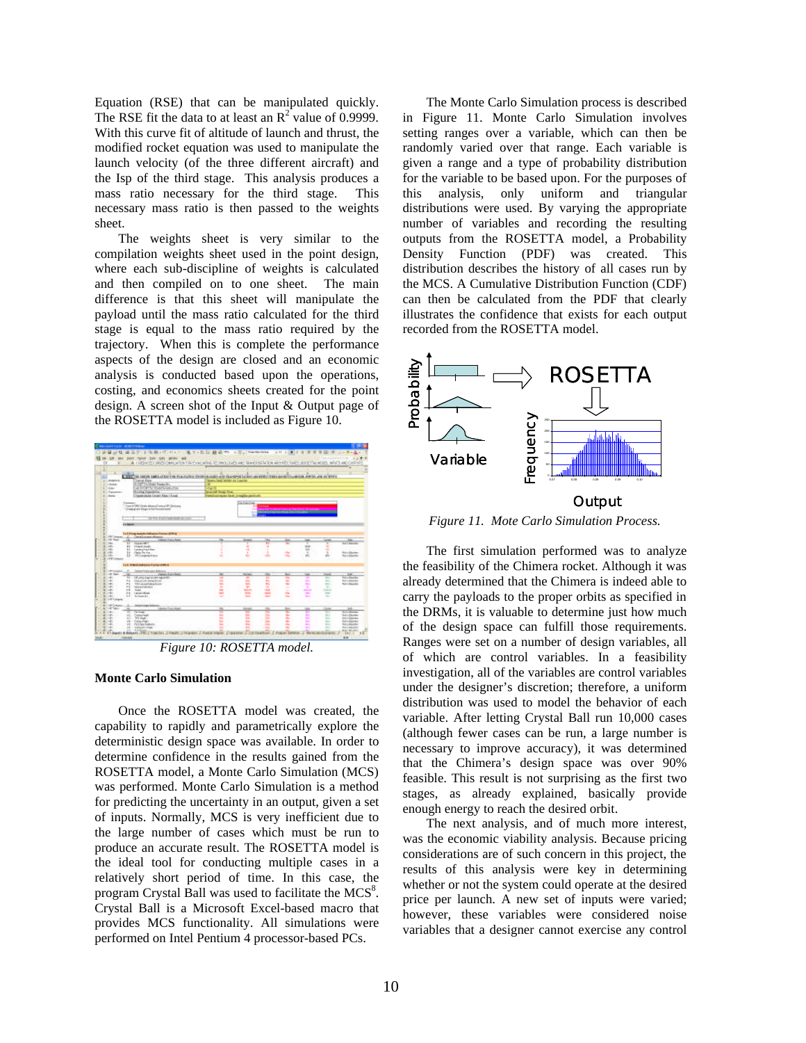Equation (RSE) that can be manipulated quickly. The RSE fit the data to at least an $R^2$ value of 0.9999. With this curve fit of altitude of launch and thrust, the modified rocket equation was used to manipulate the launch velocity (of the three different aircraft) and the Isp of the third stage. This analysis produces a mass ratio necessary for the third stage. This necessary mass ratio is then passed to the weights sheet.

The weights sheet is very similar to the compilation weights sheet used in the point design, where each sub-discipline of weights is calculated and then compiled on to one sheet. The main difference is that this sheet will manipulate the payload until the mass ratio calculated for the third stage is equal to the mass ratio required by the trajectory. When this is complete the performance aspects of the design are closed and an economic analysis is conducted based upon the operations, costing, and economics sheets created for the point design. A screen shot of the Input & Output page of the ROSETTA model is included as Figure 10.

*Figure 10: ROSETTA model.*

**Monte Carlo Simulation**

Once the ROSETTA model was created, the capability to rapidly and parametrically explore the deterministic design space was available. In order to determine confidence in the results gained from the ROSETTA model, a Monte Carlo Simulation (MCS) was performed. Monte Carlo Simulation is a method for predicting the uncertainty in an output, given a set of inputs. Normally, MCS is very inefficient due to the large number of cases which must be run to produce an accurate result. The ROSETTA model is the ideal tool for conducting multiple cases in a relatively short period of time. In this case, the program Crystal Ball was used to facilitate the MCS[8]. Crystal Ball is a Microsoft Excel-based macro that provides MCS functionality. All simulations were performed on Intel Pentium 4 processor-based PCs.

The Monte Carlo Simulation process is described in Figure 11. Monte Carlo Simulation involves setting ranges over a variable, which can then be randomly varied over that range. Each variable is given a range and a type of probability distribution for the variable to be based upon. For the purposes of this analysis, only uniform and triangular distributions were used. By varying the appropriate number of variables and recording the resulting outputs from the ROSETTA model, a Probability Density Function (PDF) was created. This distribution describes the history of all cases run by the MCS. A Cumulative Distribution Function (CDF) can then be calculated from the PDF that clearly illustrates the confidence that exists for each output recorded from the ROSETTA model.

*Figure 11. Mote Carlo Simulation Process.*

The first simulation performed was to analyze the feasibility of the Chimera rocket. Although it was already determined that the Chimera is indeed able to carry the payloads to the proper orbits as specified in the DRMs, it is valuable to determine just how much of the design space can fulfill those requirements. Ranges were set on a number of design variables, all of which are control variables. In a feasibility investigation, all of the variables are control variables under the designer's discretion; therefore, a uniform distribution was used to model the behavior of each variable. After letting Crystal Ball run 10,000 cases (although fewer cases can be run, a large number is necessary to improve accuracy), it was determined that the Chimera's design space was over 90% feasible. This result is not surprising as the first two stages, as already explained, basically provide enough energy to reach the desired orbit.

The next analysis, and of much more interest, was the economic viability analysis. Because pricing considerations are of such concern in this project, the results of this analysis were key in determining whether or not the system could operate at the desired price per launch. A new set of inputs were varied; however, these variables were considered noise variables that a designer cannot exercise any control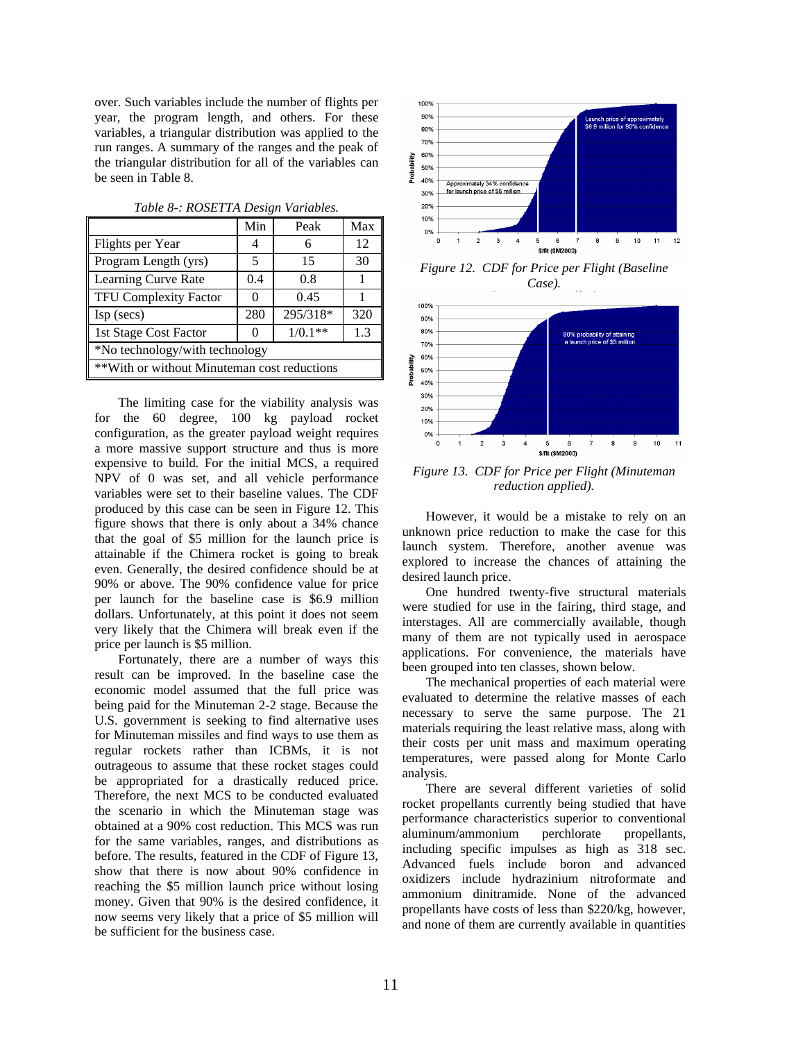over. Such variables include the number of flights per year, the program length, and others. For these variables, a triangular distribution was applied to the run ranges. A summary of the ranges and the peak of the triangular distribution for all of the variables can be seen in Table 8.

*Table 8-: ROSETTA Design Variables.*

| | Min | Peak | Max |
|---|---|---|---|
| Flights per Year | 4 | 6 | 12 |
| Program Length (yrs) | 5 | 15 | 30 |
| Learning Curve Rate | 0.4 | 0.8 | 1 |
| TFU Complexity Factor | 0 | 0.45 | 1 |
| Isp (secs) | 280 | 295/318* | 320 |
| 1st Stage Cost Factor | 0 | 1/0.1** | 1.3 |
| *No technology/with technology | | | |
| **With or without Minuteman cost reductions | | | |

The limiting case for the viability analysis was for the 60 degree, 100 kg payload rocket configuration, as the greater payload weight requires a more massive support structure and thus is more expensive to build. For the initial MCS, a required NPV of 0 was set, and all vehicle performance variables were set to their baseline values. The CDF produced by this case can be seen in Figure 12. This figure shows that there is only about a 34% chance that the goal of $5 million for the launch price is attainable if the Chimera rocket is going to break even. Generally, the desired confidence should be at 90% or above. The 90% confidence value for price per launch for the baseline case is $6.9 million dollars. Unfortunately, at this point it does not seem very likely that the Chimera will break even if the price per launch is $5 million.

Fortunately, there are a number of ways this result can be improved. In the baseline case the economic model assumed that the full price was being paid for the Minuteman 2-2 stage. Because the U.S. government is seeking to find alternative uses for Minuteman missiles and find ways to use them as regular rockets rather than ICBMs, it is not outrageous to assume that these rocket stages could be appropriated for a drastically reduced price. Therefore, the next MCS to be conducted evaluated the scenario in which the Minuteman stage was obtained at a 90% cost reduction. This MCS was run for the same variables, ranges, and distributions as before. The results, featured in the CDF of Figure 13, show that there is now about 90% confidence in reaching the $5 million launch price without losing money. Given that 90% is the desired confidence, it now seems very likely that a price of $5 million will be sufficient for the business case.

*Figure 12. CDF for Price per Flight (Baseline Case).*

*Figure 13. CDF for Price per Flight (Minuteman reduction applied).*

However, it would be a mistake to rely on an unknown price reduction to make the case for this launch system. Therefore, another avenue was explored to increase the chances of attaining the desired launch price.

One hundred twenty-five structural materials were studied for use in the fairing, third stage, and interstages. All are commercially available, though many of them are not typically used in aerospace applications. For convenience, the materials have been grouped into ten classes, shown below.

The mechanical properties of each material were evaluated to determine the relative masses of each necessary to serve the same purpose. The 21 materials requiring the least relative mass, along with their costs per unit mass and maximum operating temperatures, were passed along for Monte Carlo analysis.

There are several different varieties of solid rocket propellants currently being studied that have performance characteristics superior to conventional aluminum/ammonium perchlorate propellants, including specific impulses as high as 318 sec. Advanced fuels include boron and advanced oxidizers include hydrazinium nitroformate and ammonium dinitramide. None of the advanced propellants have costs of less than $220/kg, however, and none of them are currently available in quantities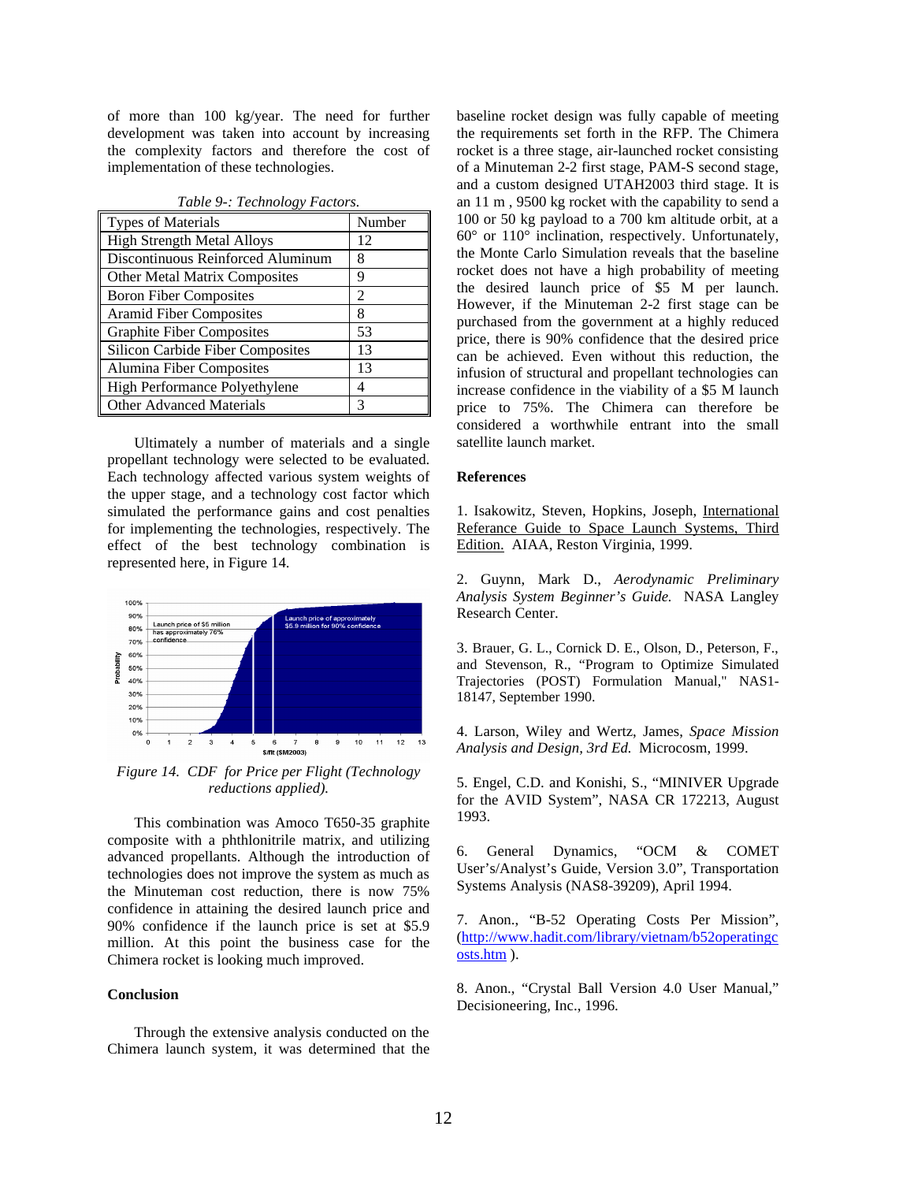of more than 100 kg/year. The need for further development was taken into account by increasing the complexity factors and therefore the cost of implementation of these technologies.

*Table 9-: Technology Factors.*

| Types of Materials | Number |
|---|---|
| High Strength Metal Alloys | 12 |
| Discontinuous Reinforced Aluminum | 8 |
| Other Metal Matrix Composites | 9 |
| Boron Fiber Composites | 2 |
| Aramid Fiber Composites | 8 |
| Graphite Fiber Composites | 53 |
| Silicon Carbide Fiber Composites | 13 |
| Alumina Fiber Composites | 13 |
| High Performance Polyethylene | 4 |
| Other Advanced Materials | 3 |

Ultimately a number of materials and a single propellant technology were selected to be evaluated. Each technology affected various system weights of the upper stage, and a technology cost factor which simulated the performance gains and cost penalties for implementing the technologies, respectively. The effect of the best technology combination is represented here, in Figure 14.

100%
90%
80%
70%
60%
50%
40%
30%
20%
10%
0%
Probability
Launch price of $5 million has approximately 76% confidence
Launch price of approximately $5.9 million for 90% confidence
0 1 2 3 4 5 6 7 8 9 10 11 12 13
$/flt ($M2003)

*Figure 14. CDF for Price per Flight (Technology reductions applied).*

This combination was Amoco T650-35 graphite composite with a phthlonitrile matrix, and utilizing advanced propellants. Although the introduction of technologies does not improve the system as much as the Minuteman cost reduction, there is now 75% confidence in attaining the desired launch price and 90% confidence if the launch price is set at $5.9 million. At this point the business case for the Chimera rocket is looking much improved.

### Conclusion

Through the extensive analysis conducted on the Chimera launch system, it was determined that the baseline rocket design was fully capable of meeting the requirements set forth in the RFP. The Chimera rocket is a three stage, air-launched rocket consisting of a Minuteman 2-2 first stage, PAM-S second stage, and a custom designed UTAH2003 third stage. It is an 11 m , 9500 kg rocket with the capability to send a 100 or 50 kg payload to a 700 km altitude orbit, at a 60° or 110° inclination, respectively. Unfortunately, the Monte Carlo Simulation reveals that the baseline rocket does not have a high probability of meeting the desired launch price of $5 M per launch. However, if the Minuteman 2-2 first stage can be purchased from the government at a highly reduced price, there is 90% confidence that the desired price can be achieved. Even without this reduction, the infusion of structural and propellant technologies can increase confidence in the viability of a $5 M launch price to 75%. The Chimera can therefore be considered a worthwhile entrant into the small satellite launch market.

### References

1. Isakowitz, Steven, Hopkins, Joseph, International Referance Guide to Space Launch Systems, Third Edition. AIAA, Reston Virginia, 1999.

2. Guynn, Mark D., *Aerodynamic Preliminary Analysis System Beginner's Guide.* NASA Langley Research Center.

3. Brauer, G. L., Cornick D. E., Olson, D., Peterson, F., and Stevenson, R., "Program to Optimize Simulated Trajectories (POST) Formulation Manual," NAS1-18147, September 1990.

4. Larson, Wiley and Wertz, James, *Space Mission Analysis and Design, 3rd Ed.* Microcosm, 1999.

5. Engel, C.D. and Konishi, S., "MINIVER Upgrade for the AVID System", NASA CR 172213, August 1993.

6. General Dynamics, "OCM & COMET User's/Analyst's Guide, Version 3.0", Transportation Systems Analysis (NAS8-39209), April 1994.

7. Anon., "B-52 Operating Costs Per Mission", (http://www.hadit.com/library/vietnam/b52operatingcosts.htm ).

8. Anon., "Crystal Ball Version 4.0 User Manual," Decisioneering, Inc., 1996.